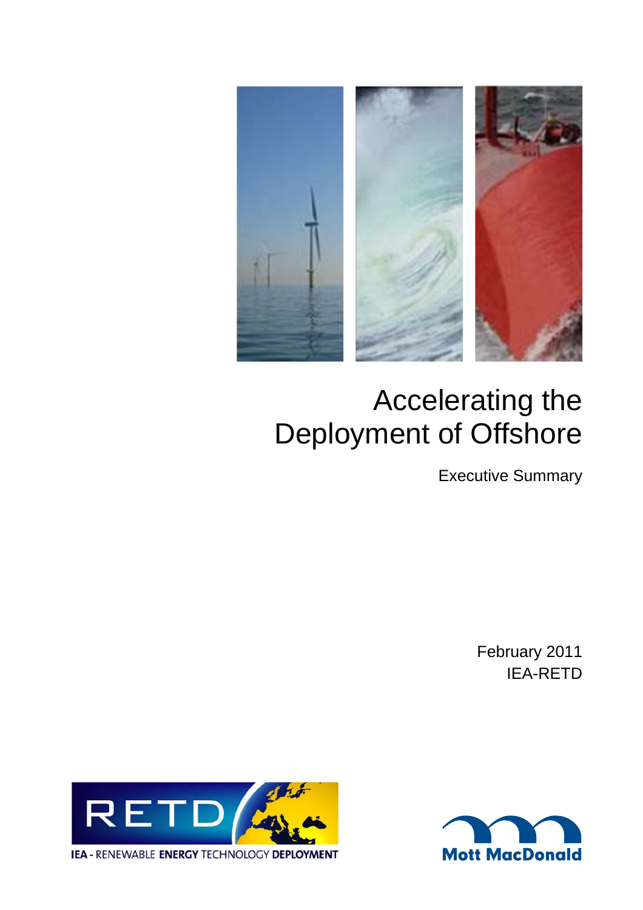# Accelerating the Deployment of Offshore

Executive Summary

February 2011
IEA-RETD

IEA - RENEWABLE ENERGY TECHNOLOGY DEPLOYMENT

Mott MacDonald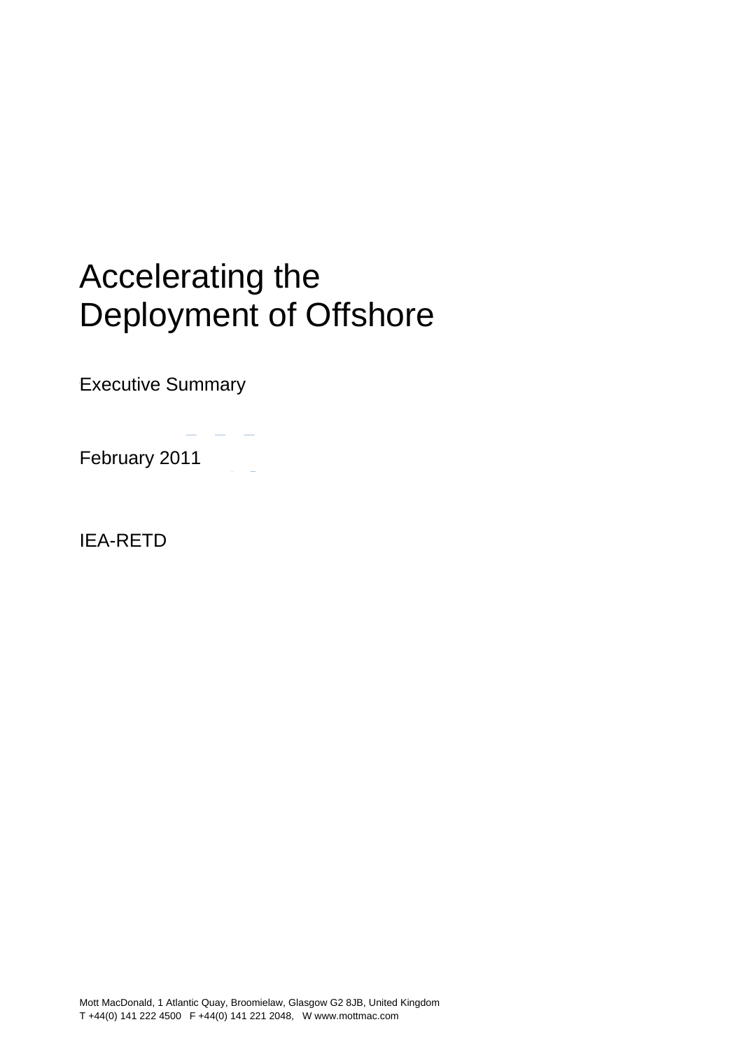# Accelerating the Deployment of Offshore

Executive Summary

February 2011

IEA-RETD

Mott MacDonald, 1 Atlantic Quay, Broomielaw, Glasgow G2 8JB, United Kingdom
T +44(0) 141 222 4500 F +44(0) 141 221 2048, W www.mottmac.com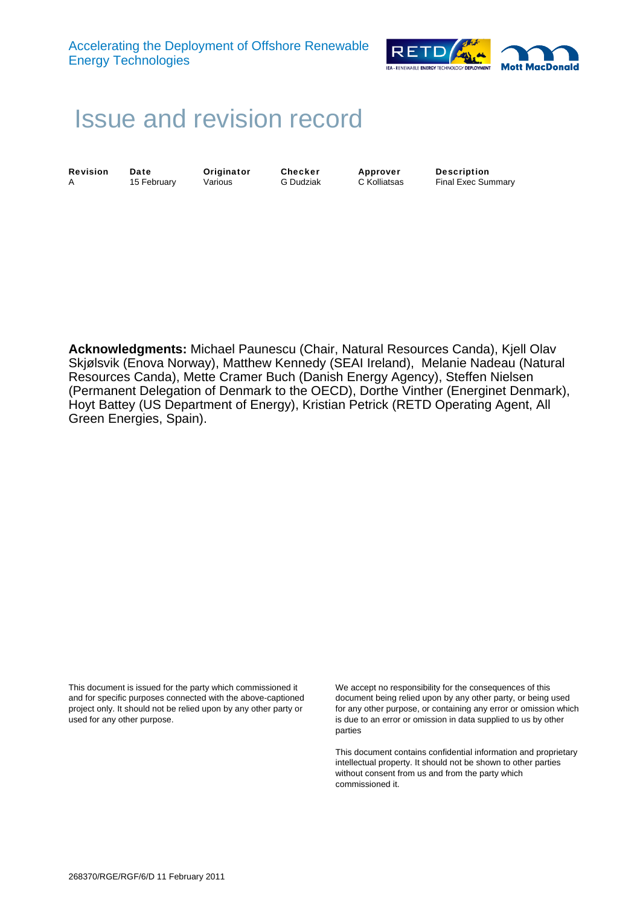# Issue and revision record

| Revision | Date | Originator | Checker | Approver | Description |
| --- | --- | --- | --- | --- | --- |
| A | 15 February | Various | G Dudziak | C Kolliatsas | Final Exec Summary |

**Acknowledgments:** Michael Paunescu (Chair, Natural Resources Canda), Kjell Olav Skjølsvik (Enova Norway), Matthew Kennedy (SEAI Ireland), Melanie Nadeau (Natural Resources Canda), Mette Cramer Buch (Danish Energy Agency), Steffen Nielsen (Permanent Delegation of Denmark to the OECD), Dorthe Vinther (Energinet Denmark), Hoyt Battey (US Department of Energy), Kristian Petrick (RETD Operating Agent, All Green Energies, Spain).

This document is issued for the party which commissioned it and for specific purposes connected with the above-captioned project only. It should not be relied upon by any other party or used for any other purpose.

We accept no responsibility for the consequences of this document being relied upon by any other party, or being used for any other purpose, or containing any error or omission which is due to an error or omission in data supplied to us by other parties

This document contains confidential information and proprietary intellectual property. It should not be shown to other parties without consent from us and from the party which commissioned it.

268370/RGE/RGF/6/D 11 February 2011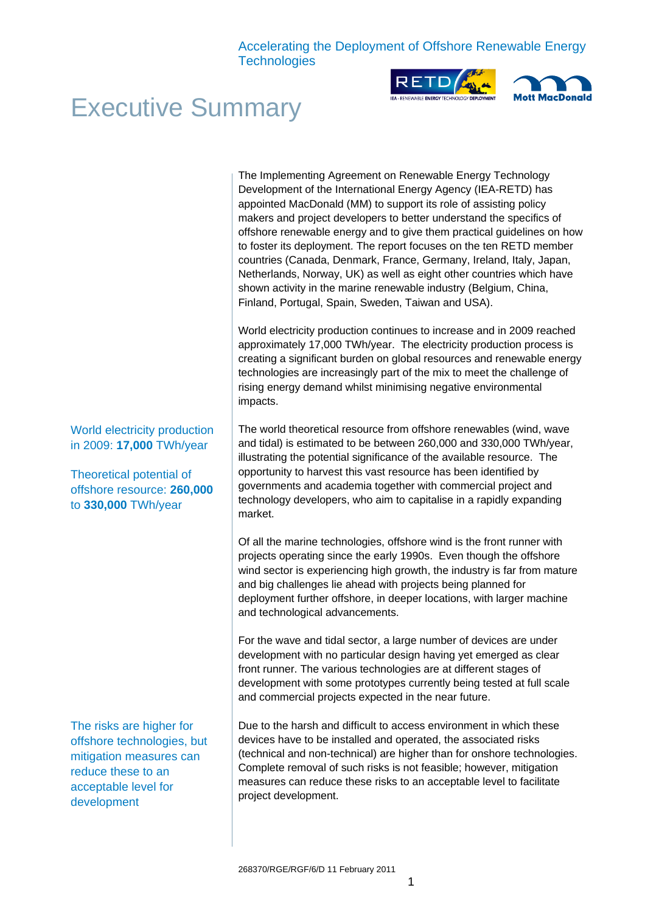# Executive Summary

The Implementing Agreement on Renewable Energy Technology Development of the International Energy Agency (IEA-RETD) has appointed MacDonald (MM) to support its role of assisting policy makers and project developers to better understand the specifics of offshore renewable energy and to give them practical guidelines on how to foster its deployment. The report focuses on the ten RETD member countries (Canada, Denmark, France, Germany, Ireland, Italy, Japan, Netherlands, Norway, UK) as well as eight other countries which have shown activity in the marine renewable industry (Belgium, China, Finland, Portugal, Spain, Sweden, Taiwan and USA).

World electricity production continues to increase and in 2009 reached approximately 17,000 TWh/year. The electricity production process is creating a significant burden on global resources and renewable energy technologies are increasingly part of the mix to meet the challenge of rising energy demand whilst minimising negative environmental impacts.

World electricity production in 2009: **17,000** TWh/year

Theoretical potential of offshore resource: **260,000** to **330,000** TWh/year

The world theoretical resource from offshore renewables (wind, wave and tidal) is estimated to be between 260,000 and 330,000 TWh/year, illustrating the potential significance of the available resource. The opportunity to harvest this vast resource has been identified by governments and academia together with commercial project and technology developers, who aim to capitalise in a rapidly expanding market.

Of all the marine technologies, offshore wind is the front runner with projects operating since the early 1990s. Even though the offshore wind sector is experiencing high growth, the industry is far from mature and big challenges lie ahead with projects being planned for deployment further offshore, in deeper locations, with larger machine and technological advancements.

For the wave and tidal sector, a large number of devices are under development with no particular design having yet emerged as clear front runner. The various technologies are at different stages of development with some prototypes currently being tested at full scale and commercial projects expected in the near future.

The risks are higher for offshore technologies, but mitigation measures can reduce these to an acceptable level for development

Due to the harsh and difficult to access environment in which these devices have to be installed and operated, the associated risks (technical and non-technical) are higher than for onshore technologies. Complete removal of such risks is not feasible; however, mitigation measures can reduce these risks to an acceptable level to facilitate project development.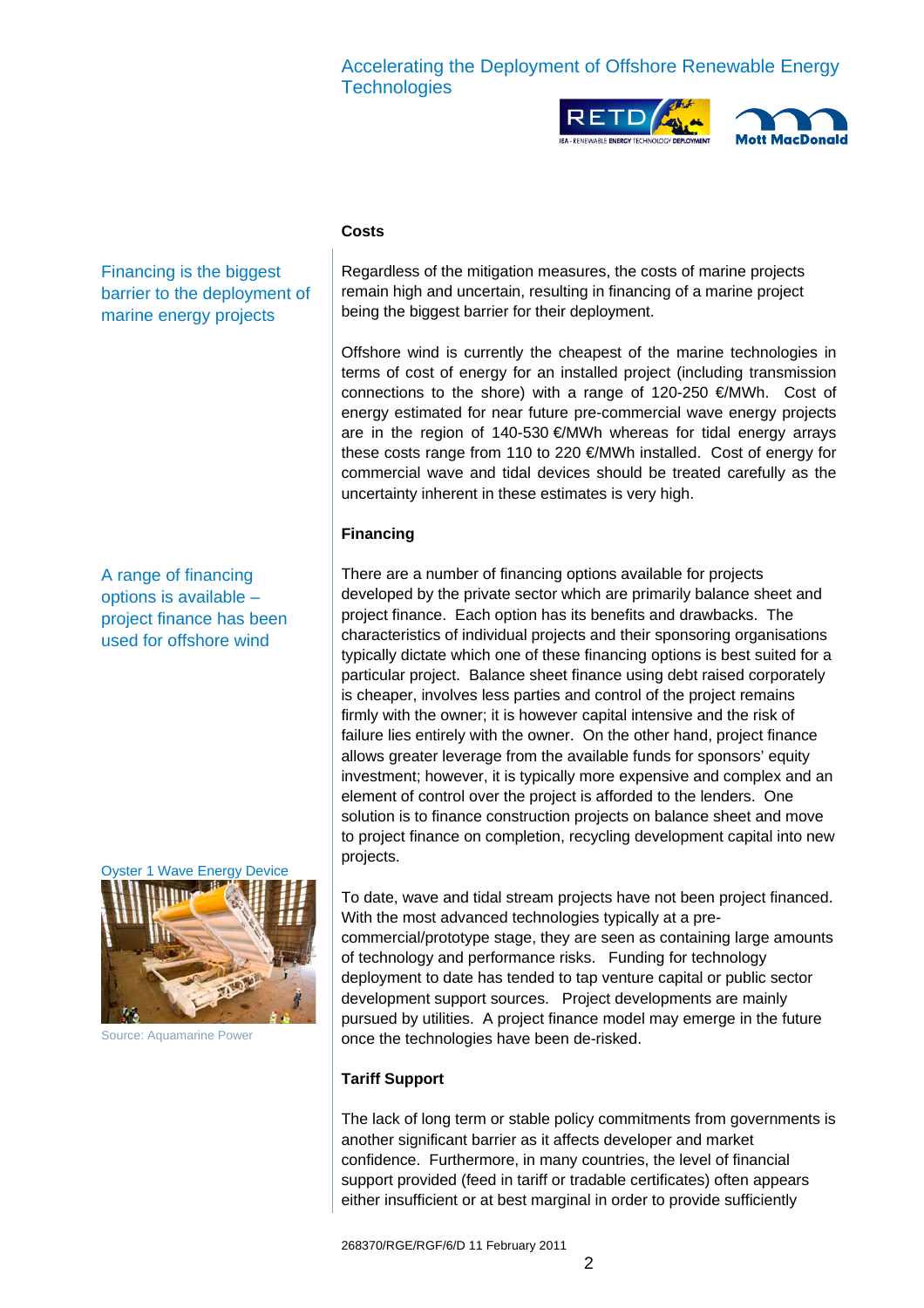### Costs

Financing is the biggest barrier to the deployment of marine energy projects

Regardless of the mitigation measures, the costs of marine projects remain high and uncertain, resulting in financing of a marine project being the biggest barrier for their deployment.

Offshore wind is currently the cheapest of the marine technologies in terms of cost of energy for an installed project (including transmission connections to the shore) with a range of 120-250 €/MWh. Cost of energy estimated for near future pre-commercial wave energy projects are in the region of 140-530 €/MWh whereas for tidal energy arrays these costs range from 110 to 220 €/MWh installed. Cost of energy for commercial wave and tidal devices should be treated carefully as the uncertainty inherent in these estimates is very high.

### Financing

A range of financing options is available – project finance has been used for offshore wind

There are a number of financing options available for projects developed by the private sector which are primarily balance sheet and project finance. Each option has its benefits and drawbacks. The characteristics of individual projects and their sponsoring organisations typically dictate which one of these financing options is best suited for a particular project. Balance sheet finance using debt raised corporately is cheaper, involves less parties and control of the project remains firmly with the owner; it is however capital intensive and the risk of failure lies entirely with the owner. On the other hand, project finance allows greater leverage from the available funds for sponsors' equity investment; however, it is typically more expensive and complex and an element of control over the project is afforded to the lenders. One solution is to finance construction projects on balance sheet and move to project finance on completion, recycling development capital into new projects.

Oyster 1 Wave Energy Device

Source: Aquamarine Power

To date, wave and tidal stream projects have not been project financed. With the most advanced technologies typically at a pre-commercial/prototype stage, they are seen as containing large amounts of technology and performance risks. Funding for technology deployment to date has tended to tap venture capital or public sector development support sources. Project developments are mainly pursued by utilities. A project finance model may emerge in the future once the technologies have been de-risked.

### Tariff Support

The lack of long term or stable policy commitments from governments is another significant barrier as it affects developer and market confidence. Furthermore, in many countries, the level of financial support provided (feed in tariff or tradable certificates) often appears either insufficient or at best marginal in order to provide sufficiently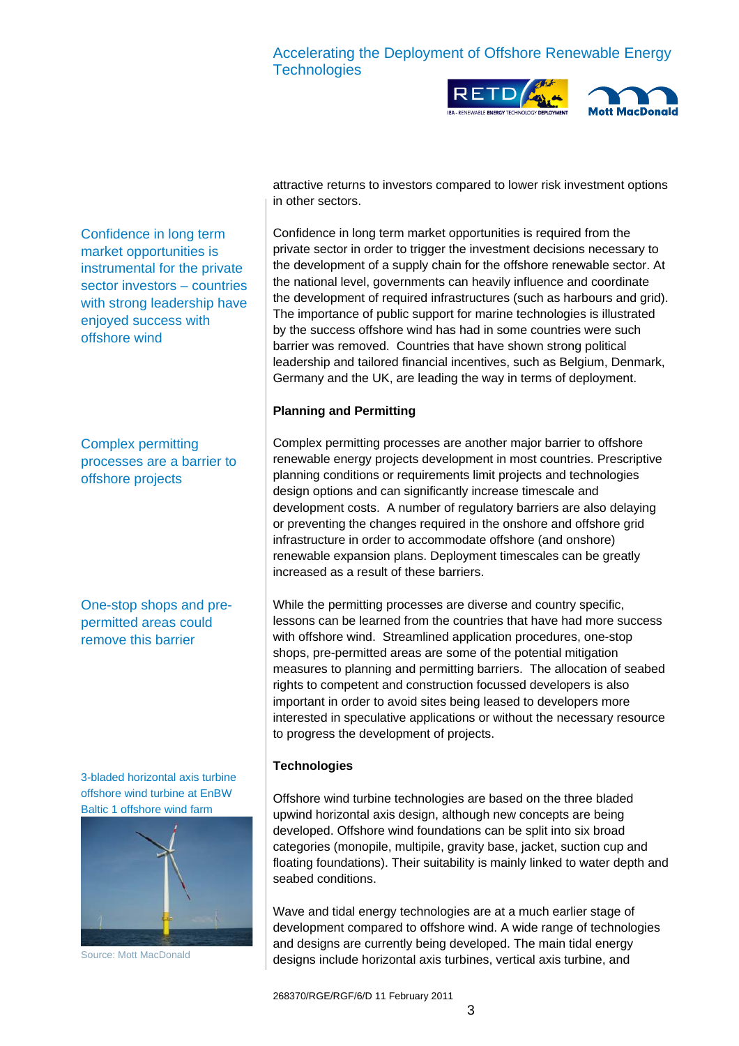attractive returns to investors compared to lower risk investment options in other sectors.

Confidence in long term market opportunities is instrumental for the private sector investors – countries with strong leadership have enjoyed success with offshore wind

Confidence in long term market opportunities is required from the private sector in order to trigger the investment decisions necessary to the development of a supply chain for the offshore renewable sector. At the national level, governments can heavily influence and coordinate the development of required infrastructures (such as harbours and grid). The importance of public support for marine technologies is illustrated by the success offshore wind has had in some countries were such barrier was removed. Countries that have shown strong political leadership and tailored financial incentives, such as Belgium, Denmark, Germany and the UK, are leading the way in terms of deployment.

**Planning and Permitting**

Complex permitting processes are a barrier to offshore projects

Complex permitting processes are another major barrier to offshore renewable energy projects development in most countries. Prescriptive planning conditions or requirements limit projects and technologies design options and can significantly increase timescale and development costs. A number of regulatory barriers are also delaying or preventing the changes required in the onshore and offshore grid infrastructure in order to accommodate offshore (and onshore) renewable expansion plans. Deployment timescales can be greatly increased as a result of these barriers.

One-stop shops and pre-permitted areas could remove this barrier

While the permitting processes are diverse and country specific, lessons can be learned from the countries that have had more success with offshore wind. Streamlined application procedures, one-stop shops, pre-permitted areas are some of the potential mitigation measures to planning and permitting barriers. The allocation of seabed rights to competent and construction focussed developers is also important in order to avoid sites being leased to developers more interested in speculative applications or without the necessary resource to progress the development of projects.

**Technologies**

3-bladed horizontal axis turbine offshore wind turbine at EnBW Baltic 1 offshore wind farm

Source: Mott MacDonald

Offshore wind turbine technologies are based on the three bladed upwind horizontal axis design, although new concepts are being developed. Offshore wind foundations can be split into six broad categories (monopile, multipile, gravity base, jacket, suction cup and floating foundations). Their suitability is mainly linked to water depth and seabed conditions.

Wave and tidal energy technologies are at a much earlier stage of development compared to offshore wind. A wide range of technologies and designs are currently being developed. The main tidal energy designs include horizontal axis turbines, vertical axis turbine, and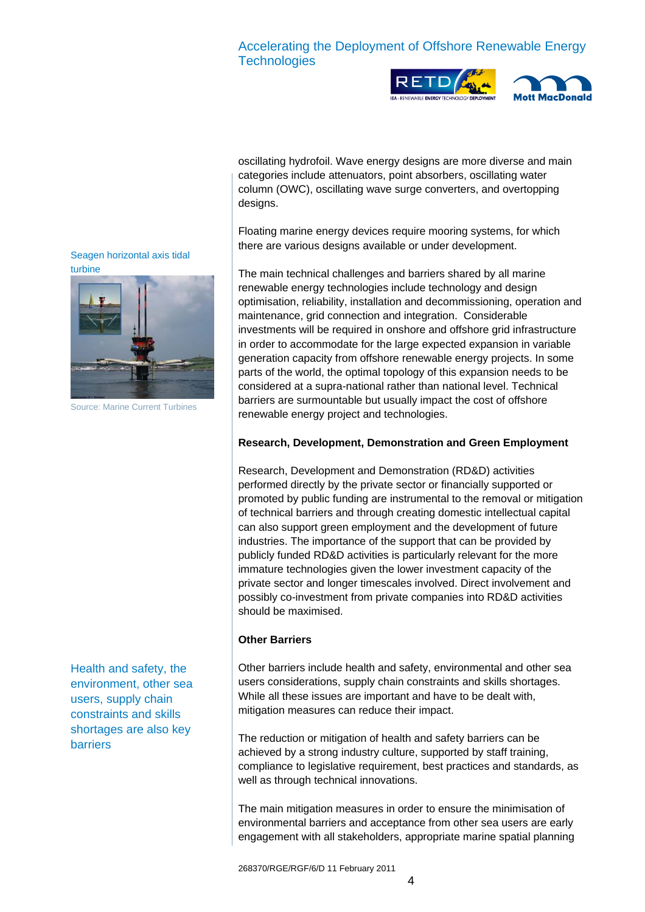oscillating hydrofoil. Wave energy designs are more diverse and main categories include attenuators, point absorbers, oscillating water column (OWC), oscillating wave surge converters, and overtopping designs.

Floating marine energy devices require mooring systems, for which there are various designs available or under development.

Seagen horizontal axis tidal turbine

Source: Marine Current Turbines

The main technical challenges and barriers shared by all marine renewable energy technologies include technology and design optimisation, reliability, installation and decommissioning, operation and maintenance, grid connection and integration. Considerable investments will be required in onshore and offshore grid infrastructure in order to accommodate for the large expected expansion in variable generation capacity from offshore renewable energy projects. In some parts of the world, the optimal topology of this expansion needs to be considered at a supra-national rather than national level. Technical barriers are surmountable but usually impact the cost of offshore renewable energy project and technologies.

**Research, Development, Demonstration and Green Employment**

Research, Development and Demonstration (RD&D) activities performed directly by the private sector or financially supported or promoted by public funding are instrumental to the removal or mitigation of technical barriers and through creating domestic intellectual capital can also support green employment and the development of future industries. The importance of the support that can be provided by publicly funded RD&D activities is particularly relevant for the more immature technologies given the lower investment capacity of the private sector and longer timescales involved. Direct involvement and possibly co-investment from private companies into RD&D activities should be maximised.

**Other Barriers**

Health and safety, the environment, other sea users, supply chain constraints and skills shortages are also key barriers

Other barriers include health and safety, environmental and other sea users considerations, supply chain constraints and skills shortages. While all these issues are important and have to be dealt with, mitigation measures can reduce their impact.

The reduction or mitigation of health and safety barriers can be achieved by a strong industry culture, supported by staff training, compliance to legislative requirement, best practices and standards, as well as through technical innovations.

The main mitigation measures in order to ensure the minimisation of environmental barriers and acceptance from other sea users are early engagement with all stakeholders, appropriate marine spatial planning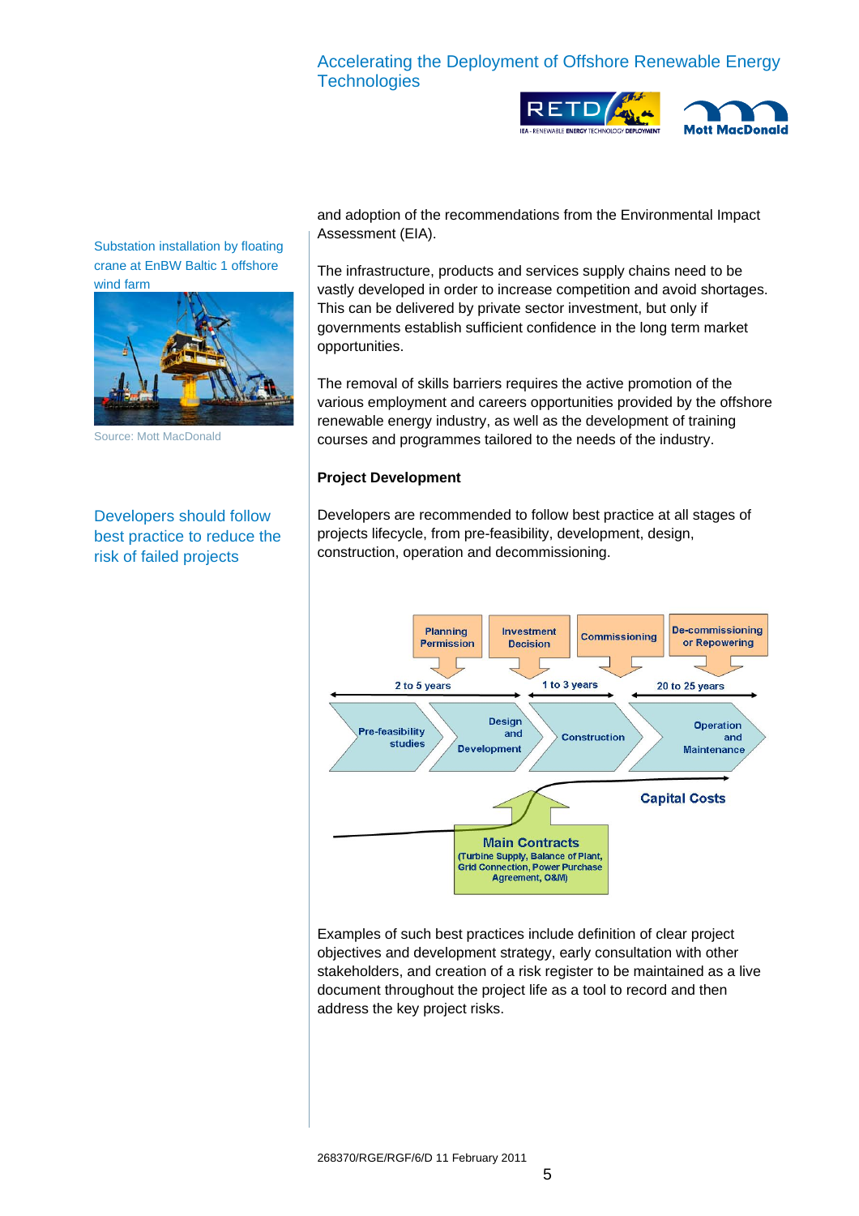Substation installation by floating crane at EnBW Baltic 1 offshore wind farm

Source: Mott MacDonald

and adoption of the recommendations from the Environmental Impact Assessment (EIA).

The infrastructure, products and services supply chains need to be vastly developed in order to increase competition and avoid shortages. This can be delivered by private sector investment, but only if governments establish sufficient confidence in the long term market opportunities.

The removal of skills barriers requires the active promotion of the various employment and careers opportunities provided by the offshore renewable energy industry, as well as the development of training courses and programmes tailored to the needs of the industry.

**Project Development**

Developers should follow best practice to reduce the risk of failed projects

Developers are recommended to follow best practice at all stages of projects lifecycle, from pre-feasibility, development, design, construction, operation and decommissioning.

Planning Permission | Investment Decision | Commissioning | De-commissioning or Repowering

2 to 5 years | 1 to 3 years | 20 to 25 years

Pre-feasibility studies → Design and Development → Construction → Operation and Maintenance

Capital Costs

Main Contracts (Turbine Supply, Balance of Plant, Grid Connection, Power Purchase Agreement, O&M)

Examples of such best practices include definition of clear project objectives and development strategy, early consultation with other stakeholders, and creation of a risk register to be maintained as a live document throughout the project life as a tool to record and then address the key project risks.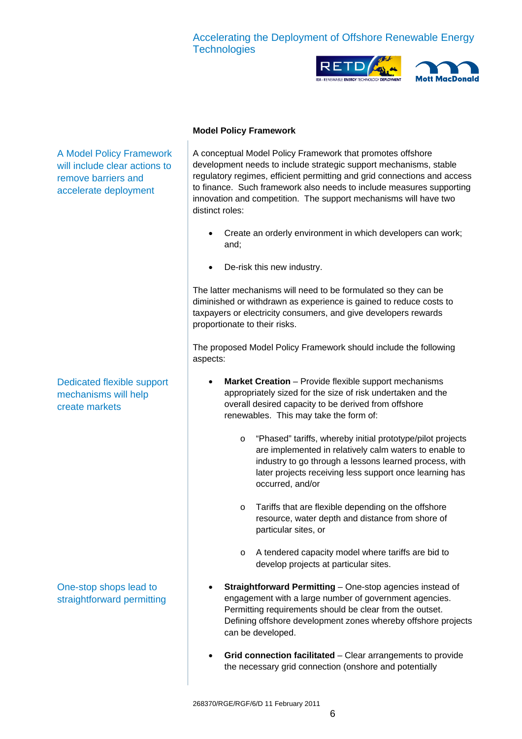**Model Policy Framework**

A Model Policy Framework will include clear actions to remove barriers and accelerate deployment

A conceptual Model Policy Framework that promotes offshore development needs to include strategic support mechanisms, stable regulatory regimes, efficient permitting and grid connections and access to finance. Such framework also needs to include measures supporting innovation and competition. The support mechanisms will have two distinct roles:

- Create an orderly environment in which developers can work; and;
- De-risk this new industry.

The latter mechanisms will need to be formulated so they can be diminished or withdrawn as experience is gained to reduce costs to taxpayers or electricity consumers, and give developers rewards proportionate to their risks.

The proposed Model Policy Framework should include the following aspects:

Dedicated flexible support mechanisms will help create markets

- **Market Creation** – Provide flexible support mechanisms appropriately sized for the size of risk undertaken and the overall desired capacity to be derived from offshore renewables. This may take the form of:
    - "Phased" tariffs, whereby initial prototype/pilot projects are implemented in relatively calm waters to enable to industry to go through a lessons learned process, with later projects receiving less support once learning has occurred, and/or
    - Tariffs that are flexible depending on the offshore resource, water depth and distance from shore of particular sites, or
    - A tendered capacity model where tariffs are bid to develop projects at particular sites.

One-stop shops lead to straightforward permitting

- **Straightforward Permitting** – One-stop agencies instead of engagement with a large number of government agencies. Permitting requirements should be clear from the outset. Defining offshore development zones whereby offshore projects can be developed.
- **Grid connection facilitated** – Clear arrangements to provide the necessary grid connection (onshore and potentially

268370/RGE/RGF/6/D 11 February 2011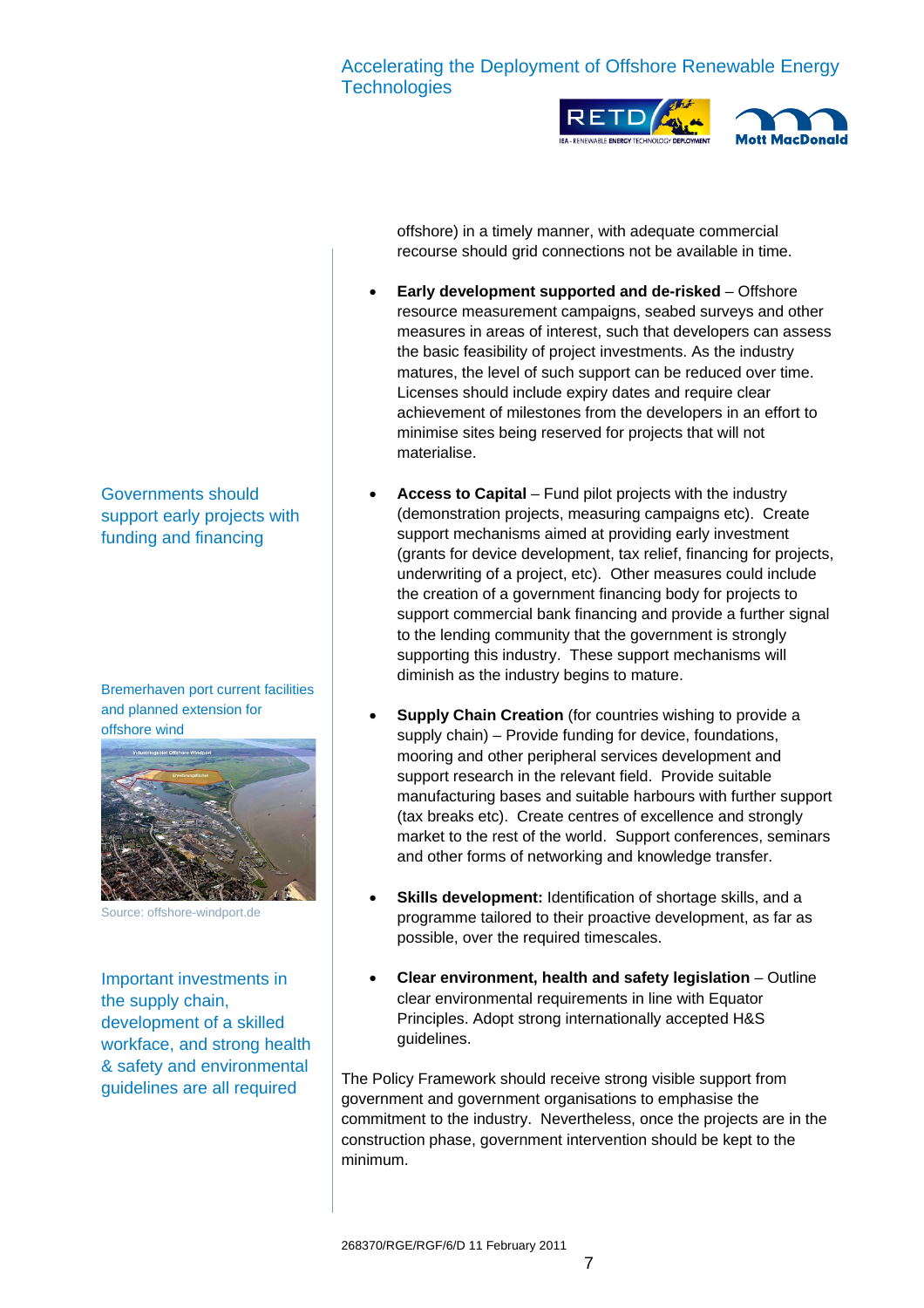offshore) in a timely manner, with adequate commercial recourse should grid connections not be available in time.

- **Early development supported and de-risked** – Offshore resource measurement campaigns, seabed surveys and other measures in areas of interest, such that developers can assess the basic feasibility of project investments. As the industry matures, the level of such support can be reduced over time. Licenses should include expiry dates and require clear achievement of milestones from the developers in an effort to minimise sites being reserved for projects that will not materialise.

Governments should support early projects with funding and financing

- **Access to Capital** – Fund pilot projects with the industry (demonstration projects, measuring campaigns etc). Create support mechanisms aimed at providing early investment (grants for device development, tax relief, financing for projects, underwriting of a project, etc). Other measures could include the creation of a government financing body for projects to support commercial bank financing and provide a further signal to the lending community that the government is strongly supporting this industry. These support mechanisms will diminish as the industry begins to mature.

Bremerhaven port current facilities and planned extension for offshore wind

Source: offshore-windport.de

- **Supply Chain Creation** (for countries wishing to provide a supply chain) – Provide funding for device, foundations, mooring and other peripheral services development and support research in the relevant field. Provide suitable manufacturing bases and suitable harbours with further support (tax breaks etc). Create centres of excellence and strongly market to the rest of the world. Support conferences, seminars and other forms of networking and knowledge transfer.

- **Skills development:** Identification of shortage skills, and a programme tailored to their proactive development, as far as possible, over the required timescales.

Important investments in the supply chain, development of a skilled workface, and strong health & safety and environmental guidelines are all required

- **Clear environment, health and safety legislation** – Outline clear environmental requirements in line with Equator Principles. Adopt strong internationally accepted H&S guidelines.

The Policy Framework should receive strong visible support from government and government organisations to emphasise the commitment to the industry. Nevertheless, once the projects are in the construction phase, government intervention should be kept to the minimum.